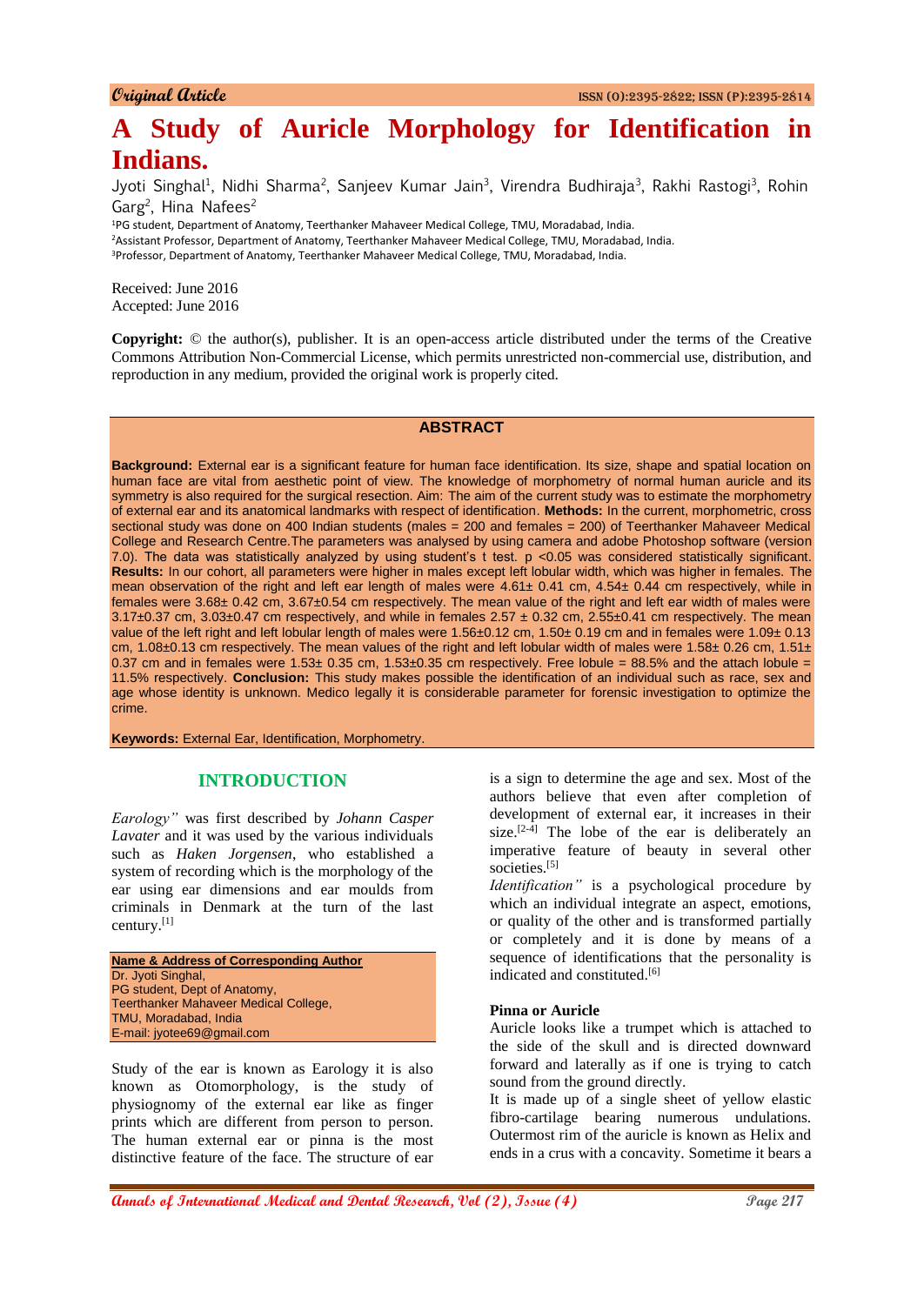Original Article

ISSN (O):2395-2822; ISSN (P):2395-2814

# A Study of Auricle Morphology for Identification in Indians.

Jyoti Singhal[1], Nidhi Sharma[2], Sanjeev Kumar Jain[3], Virendra Budhiraja[3], Rakhi Rastogi[3], Rohin Garg[2], Hina Nafees[2]

[1]PG student, Department of Anatomy, Teerthanker Mahaveer Medical College, TMU, Moradabad, India.
[2]Assistant Professor, Department of Anatomy, Teerthanker Mahaveer Medical College, TMU, Moradabad, India.
[3]Professor, Department of Anatomy, Teerthanker Mahaveer Medical College, TMU, Moradabad, India.

Received: June 2016
Accepted: June 2016

**Copyright:** © the author(s), publisher. It is an open-access article distributed under the terms of the Creative Commons Attribution Non-Commercial License, which permits unrestricted non-commercial use, distribution, and reproduction in any medium, provided the original work is properly cited.

## ABSTRACT

**Background:** External ear is a significant feature for human face identification. Its size, shape and spatial location on human face are vital from aesthetic point of view. The knowledge of morphometry of normal human auricle and its symmetry is also required for the surgical resection. Aim: The aim of the current study was to estimate the morphometry of external ear and its anatomical landmarks with respect of identification. **Methods:** In the current, morphometric, cross sectional study was done on 400 Indian students (males = 200 and females = 200) of Teerthanker Mahaveer Medical College and Research Centre.The parameters was analysed by using camera and adobe Photoshop software (version 7.0). The data was statistically analyzed by using student's t test. p <0.05 was considered statistically significant. **Results:** In our cohort, all parameters were higher in males except left lobular width, which was higher in females. The mean observation of the right and left ear length of males were 4.61± 0.41 cm, 4.54± 0.44 cm respectively, while in females were 3.68± 0.42 cm, 3.67±0.54 cm respectively. The mean value of the right and left ear width of males were 3.17±0.37 cm, 3.03±0.47 cm respectively, and while in females 2.57 ± 0.32 cm, 2.55±0.41 cm respectively. The mean value of the left right and left lobular length of males were 1.56±0.12 cm, 1.50± 0.19 cm and in females were 1.09± 0.13 cm, 1.08±0.13 cm respectively. The mean values of the right and left lobular width of males were 1.58± 0.26 cm, 1.51± 0.37 cm and in females were 1.53± 0.35 cm, 1.53±0.35 cm respectively. Free lobule = 88.5% and the attach lobule = 11.5% respectively. **Conclusion:** This study makes possible the identification of an individual such as race, sex and age whose identity is unknown. Medico legally it is considerable parameter for forensic investigation to optimize the crime.

**Keywords:** External Ear, Identification, Morphometry.

## INTRODUCTION

*Earology"* was first described by *Johann Casper Lavater* and it was used by the various individuals such as *Haken Jorgensen*, who established a system of recording which is the morphology of the ear using ear dimensions and ear moulds from criminals in Denmark at the turn of the last century.[1]

**Name & Address of Corresponding Author**
Dr. Jyoti Singhal,
PG student, Dept of Anatomy,
Teerthanker Mahaveer Medical College,
TMU, Moradabad, India
E-mail: jyotee69@gmail.com

Study of the ear is known as Earology it is also known as Otomorphology, is the study of physiognomy of the external ear like as finger prints which are different from person to person. The human external ear or pinna is the most distinctive feature of the face. The structure of ear is a sign to determine the age and sex. Most of the authors believe that even after completion of development of external ear, it increases in their size.[2-4] The lobe of the ear is deliberately an imperative feature of beauty in several other societies.[5]

*Identification"* is a psychological procedure by which an individual integrate an aspect, emotions, or quality of the other and is transformed partially or completely and it is done by means of a sequence of identifications that the personality is indicated and constituted.[6]

### Pinna or Auricle

Auricle looks like a trumpet which is attached to the side of the skull and is directed downward forward and laterally as if one is trying to catch sound from the ground directly.

It is made up of a single sheet of yellow elastic fibro-cartilage bearing numerous undulations. Outermost rim of the auricle is known as Helix and ends in a crus with a concavity. Sometime it bears a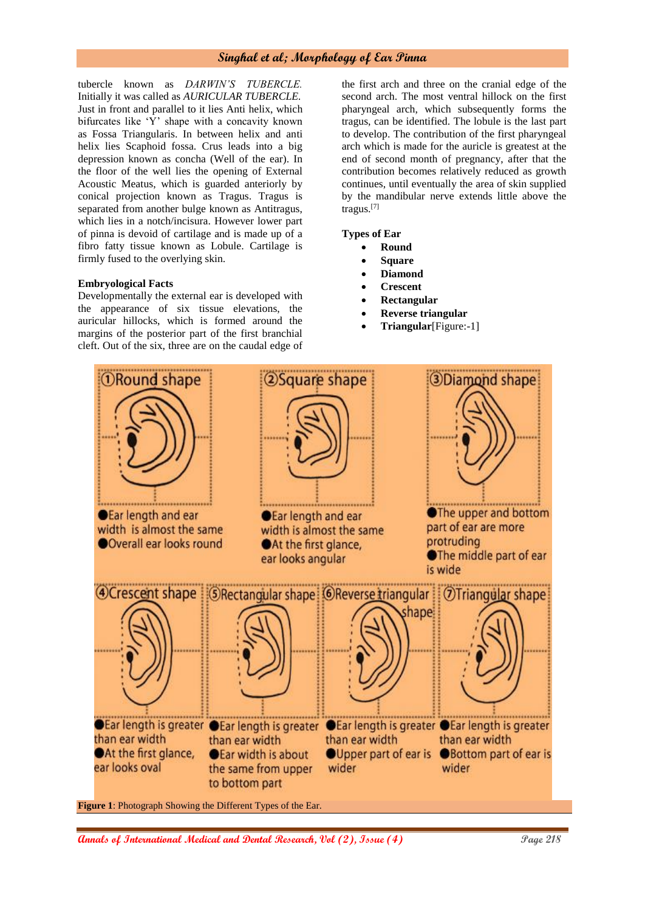tubercle known as *DARWIN'S TUBERCLE*. Initially it was called as *AURICULAR TUBERCLE*. Just in front and parallel to it lies Anti helix, which bifurcates like 'Y' shape with a concavity known as Fossa Triangularis. In between helix and anti helix lies Scaphoid fossa. Crus leads into a big depression known as concha (Well of the ear). In the floor of the well lies the opening of External Acoustic Meatus, which is guarded anteriorly by conical projection known as Tragus. Tragus is separated from another bulge known as Antitragus, which lies in a notch/incisura. However lower part of pinna is devoid of cartilage and is made up of a fibro fatty tissue known as Lobule. Cartilage is firmly fused to the overlying skin.

**Embryological Facts**

Developmentally the external ear is developed with the appearance of six tissue elevations, the auricular hillocks, which is formed around the margins of the posterior part of the first branchial cleft. Out of the six, three are on the caudal edge of the first arch and three on the cranial edge of the second arch. The most ventral hillock on the first pharyngeal arch, which subsequently forms the tragus, can be identified. The lobule is the last part to develop. The contribution of the first pharyngeal arch which is made for the auricle is greatest at the end of second month of pregnancy, after that the contribution becomes relatively reduced as growth continues, until eventually the area of skin supplied by the mandibular nerve extends little above the tragus.[7]

**Types of Ear**

- **Round**
- **Square**
- **Diamond**
- **Crescent**
- **Rectangular**
- **Reverse triangular**
- **Triangular**[Figure:-1]

①Round shape
- Ear length and ear width is almost the same
- Overall ear looks round

②Square shape
- Ear length and ear width is almost the same
- At the first glance, ear looks angular

③Diamond shape
- The upper and bottom part of ear are more protruding
- The middle part of ear is wide

④Crescent shape
- Ear length is greater than ear width
- At the first glance, ear looks oval

⑤Rectangular shape
- Ear length is greater than ear width
- Ear width is about the same from upper to bottom part

⑥Reverse triangular shape
- Ear length is greater than ear width
- Upper part of ear is wider

⑦Triangular shape
- Ear length is greater than ear width
- Bottom part of ear is wider

**Figure 1**: Photograph Showing the Different Types of the Ear.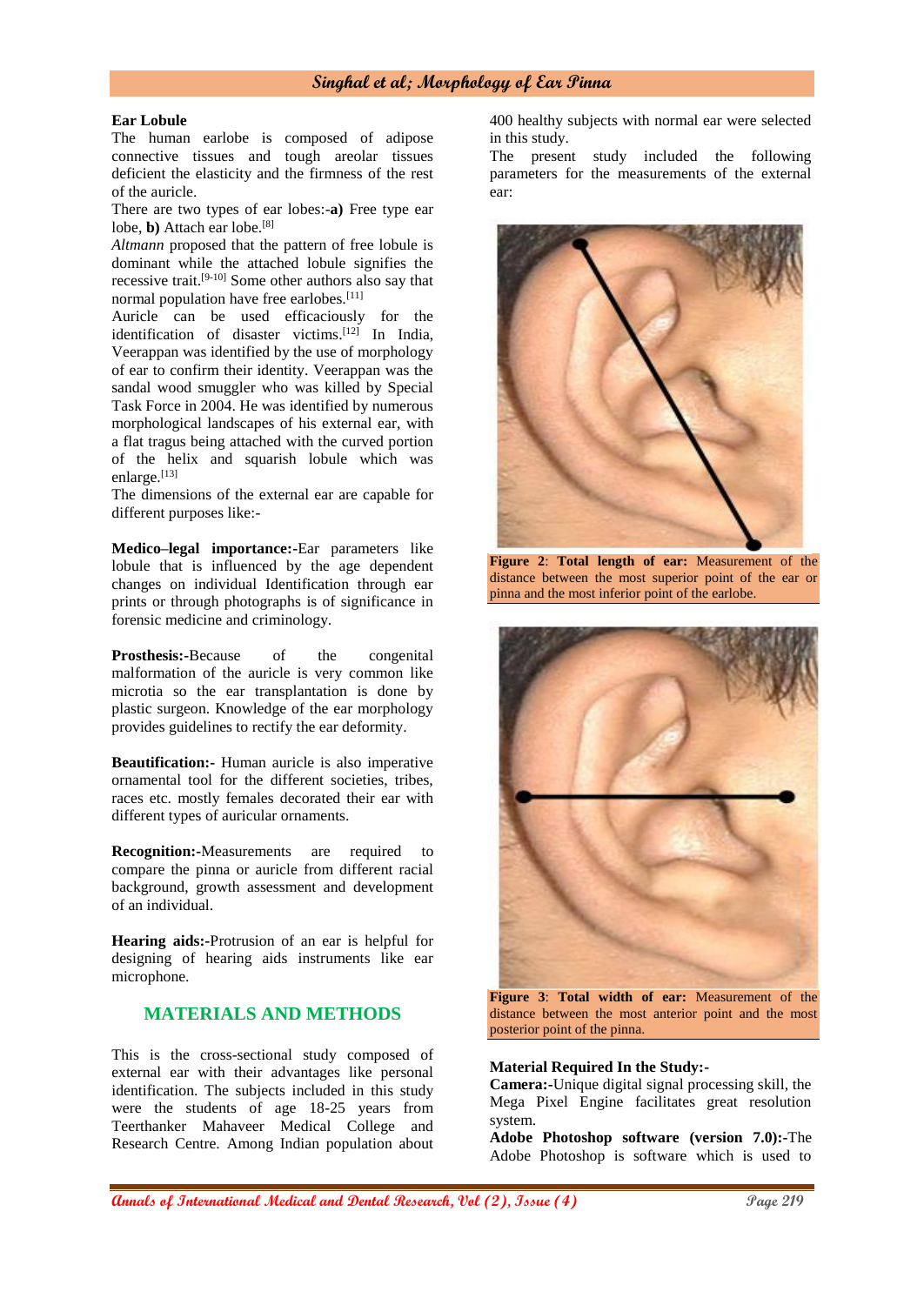**Ear Lobule**

The human earlobe is composed of adipose connective tissues and tough areolar tissues deficient the elasticity and the firmness of the rest of the auricle.

There are two types of ear lobes:-**a)** Free type ear lobe, **b)** Attach ear lobe.[8]

*Altmann* proposed that the pattern of free lobule is dominant while the attached lobule signifies the recessive trait.[9-10] Some other authors also say that normal population have free earlobes.[11]

Auricle can be used efficaciously for the identification of disaster victims.[12] In India, Veerappan was identified by the use of morphology of ear to confirm their identity. Veerappan was the sandal wood smuggler who was killed by Special Task Force in 2004. He was identified by numerous morphological landscapes of his external ear, with a flat tragus being attached with the curved portion of the helix and squarish lobule which was enlarge.[13]

The dimensions of the external ear are capable for different purposes like:-

**Medico–legal importance:-**Ear parameters like lobule that is influenced by the age dependent changes on individual Identification through ear prints or through photographs is of significance in forensic medicine and criminology.

**Prosthesis:-**Because of the congenital malformation of the auricle is very common like microtia so the ear transplantation is done by plastic surgeon. Knowledge of the ear morphology provides guidelines to rectify the ear deformity.

**Beautification:-** Human auricle is also imperative ornamental tool for the different societies, tribes, races etc. mostly females decorated their ear with different types of auricular ornaments.

**Recognition:-**Measurements are required to compare the pinna or auricle from different racial background, growth assessment and development of an individual.

**Hearing aids:-**Protrusion of an ear is helpful for designing of hearing aids instruments like ear microphone.

## MATERIALS AND METHODS

This is the cross-sectional study composed of external ear with their advantages like personal identification. The subjects included in this study were the students of age 18-25 years from Teerthanker Mahaveer Medical College and Research Centre. Among Indian population about 400 healthy subjects with normal ear were selected in this study.

The present study included the following parameters for the measurements of the external ear:

**Figure 2**: **Total length of ear:** Measurement of the distance between the most superior point of the ear or pinna and the most inferior point of the earlobe.

**Figure 3**: **Total width of ear:** Measurement of the distance between the most anterior point and the most posterior point of the pinna.

**Material Required In the Study:-**

**Camera:-**Unique digital signal processing skill, the Mega Pixel Engine facilitates great resolution system.

**Adobe Photoshop software (version 7.0):-**The Adobe Photoshop is software which is used to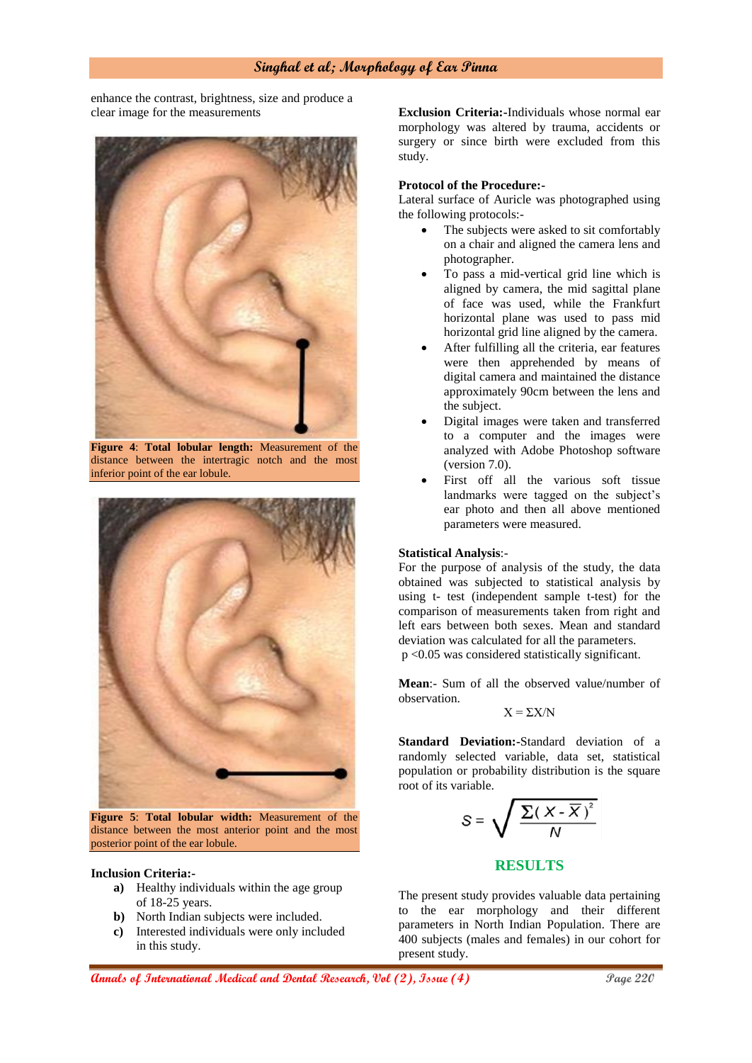enhance the contrast, brightness, size and produce a clear image for the measurements

**Figure 4**: **Total lobular length:** Measurement of the distance between the intertragic notch and the most inferior point of the ear lobule.

**Figure 5**: **Total lobular width:** Measurement of the distance between the most anterior point and the most posterior point of the ear lobule.

**Inclusion Criteria:-**

- **a)** Healthy individuals within the age group of 18-25 years.
- **b)** North Indian subjects were included.
- **c)** Interested individuals were only included in this study.

**Exclusion Criteria:-**Individuals whose normal ear morphology was altered by trauma, accidents or surgery or since birth were excluded from this study.

**Protocol of the Procedure:-**
Lateral surface of Auricle was photographed using the following protocols:-

- The subjects were asked to sit comfortably on a chair and aligned the camera lens and photographer.
- To pass a mid-vertical grid line which is aligned by camera, the mid sagittal plane of face was used, while the Frankfurt horizontal plane was used to pass mid horizontal grid line aligned by the camera.
- After fulfilling all the criteria, ear features were then apprehended by means of digital camera and maintained the distance approximately 90cm between the lens and the subject.
- Digital images were taken and transferred to a computer and the images were analyzed with Adobe Photoshop software (version 7.0).
- First off all the various soft tissue landmarks were tagged on the subject's ear photo and then all above mentioned parameters were measured.

**Statistical Analysis**:-
For the purpose of analysis of the study, the data obtained was subjected to statistical analysis by using t- test (independent sample t-test) for the comparison of measurements taken from right and left ears between both sexes. Mean and standard deviation was calculated for all the parameters.
$p < 0.05$ was considered statistically significant.

**Mean**:- Sum of all the observed value/number of observation.

$$X = \Sigma X/N$$

**Standard Deviation:-**Standard deviation of a randomly selected variable, data set, statistical population or probability distribution is the square root of its variable.

$$S = \sqrt{\frac{\Sigma(X - \overline{X})^2}{N}}$$

## RESULTS

The present study provides valuable data pertaining to the ear morphology and their different parameters in North Indian Population. There are 400 subjects (males and females) in our cohort for present study.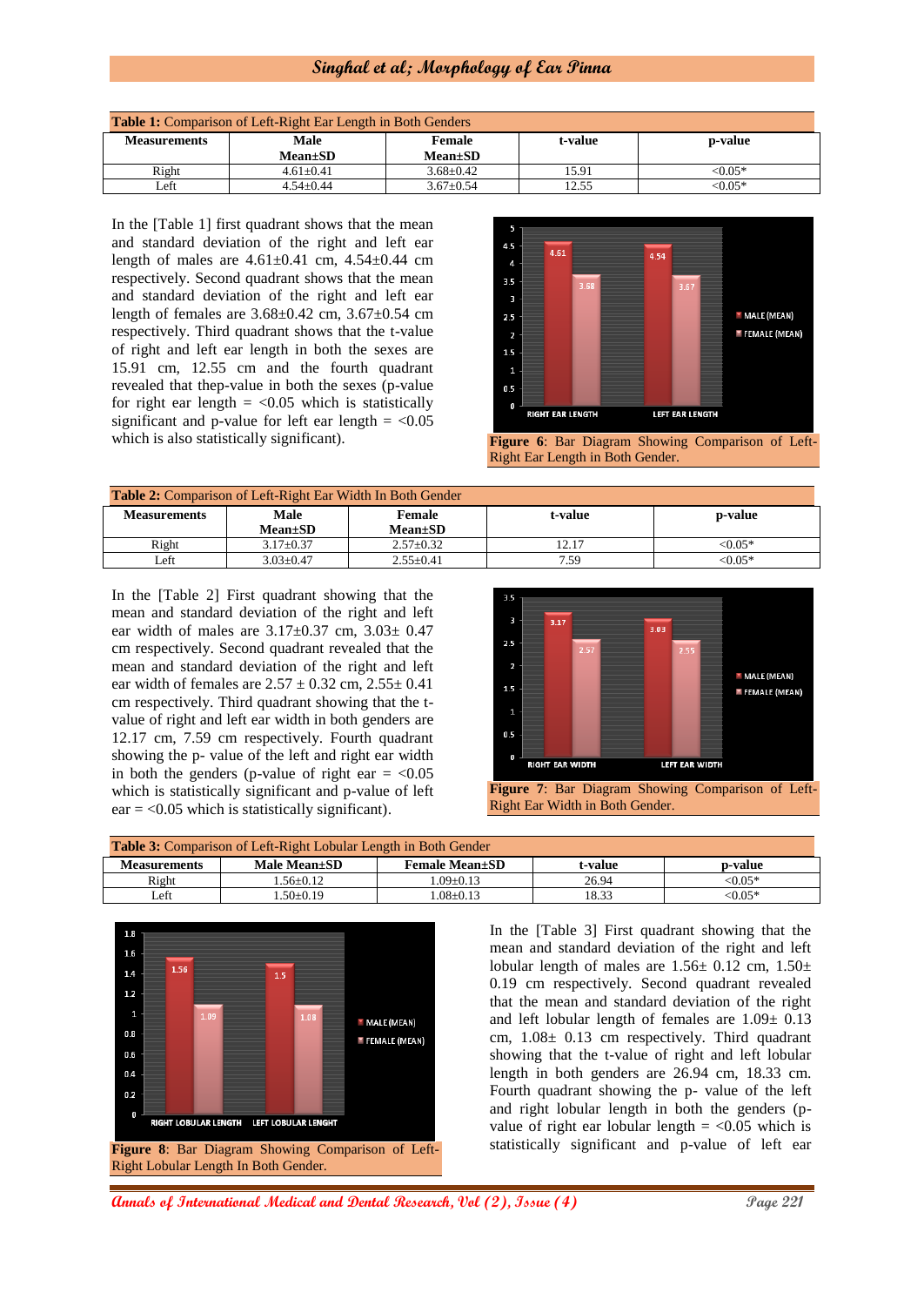**Table 1:** Comparison of Left-Right Ear Length in Both Genders

| Measurements | Male Mean±SD | Female Mean±SD | t-value | p-value |
|---|---|---|---|---|
| Right | 4.61±0.41 | 3.68±0.42 | 15.91 | <0.05* |
| Left | 4.54±0.44 | 3.67±0.54 | 12.55 | <0.05* |

In the [Table 1] first quadrant shows that the mean and standard deviation of the right and left ear length of males are 4.61±0.41 cm, 4.54±0.44 cm respectively. Second quadrant shows that the mean and standard deviation of the right and left ear length of females are 3.68±0.42 cm, 3.67±0.54 cm respectively. Third quadrant shows that the t-value of right and left ear length in both the sexes are 15.91 cm, 12.55 cm and the fourth quadrant revealed that thep-value in both the sexes (p-value for right ear length = <0.05 which is statistically significant and p-value for left ear length = <0.05 which is also statistically significant).

**Figure 6**: Bar Diagram Showing Comparison of Left-Right Ear Length in Both Gender.

**Table 2:** Comparison of Left-Right Ear Width In Both Gender

| Measurements | Male Mean±SD | Female Mean±SD | t-value | p-value |
|---|---|---|---|---|
| Right | 3.17±0.37 | 2.57±0.32 | 12.17 | <0.05* |
| Left | 3.03±0.47 | 2.55±0.41 | 7.59 | <0.05* |

In the [Table 2] First quadrant showing that the mean and standard deviation of the right and left ear width of males are 3.17±0.37 cm, 3.03± 0.47 cm respectively. Second quadrant revealed that the mean and standard deviation of the right and left ear width of females are 2.57 ± 0.32 cm, 2.55± 0.41 cm respectively. Third quadrant showing that the t-value of right and left ear width in both genders are 12.17 cm, 7.59 cm respectively. Fourth quadrant showing the p- value of the left and right ear width in both the genders (p-value of right ear = <0.05 which is statistically significant and p-value of left ear = <0.05 which is statistically significant).

**Figure 7**: Bar Diagram Showing Comparison of Left-Right Ear Width in Both Gender.

**Table 3:** Comparison of Left-Right Lobular Length in Both Gender

| Measurements | Male Mean±SD | Female Mean±SD | t-value | p-value |
|---|---|---|---|---|
| Right | 1.56±0.12 | 1.09±0.13 | 26.94 | <0.05* |
| Left | 1.50±0.19 | 1.08±0.13 | 18.33 | <0.05* |

**Figure 8**: Bar Diagram Showing Comparison of Left-Right Lobular Length In Both Gender.

In the [Table 3] First quadrant showing that the mean and standard deviation of the right and left lobular length of males are 1.56± 0.12 cm, 1.50± 0.19 cm respectively. Second quadrant revealed that the mean and standard deviation of the right and left lobular length of females are 1.09± 0.13 cm, 1.08± 0.13 cm respectively. Third quadrant showing that the t-value of right and left lobular length in both genders are 26.94 cm, 18.33 cm. Fourth quadrant showing the p- value of the left and right lobular length in both the genders (p-value of right ear lobular length = <0.05 which is statistically significant and p-value of left ear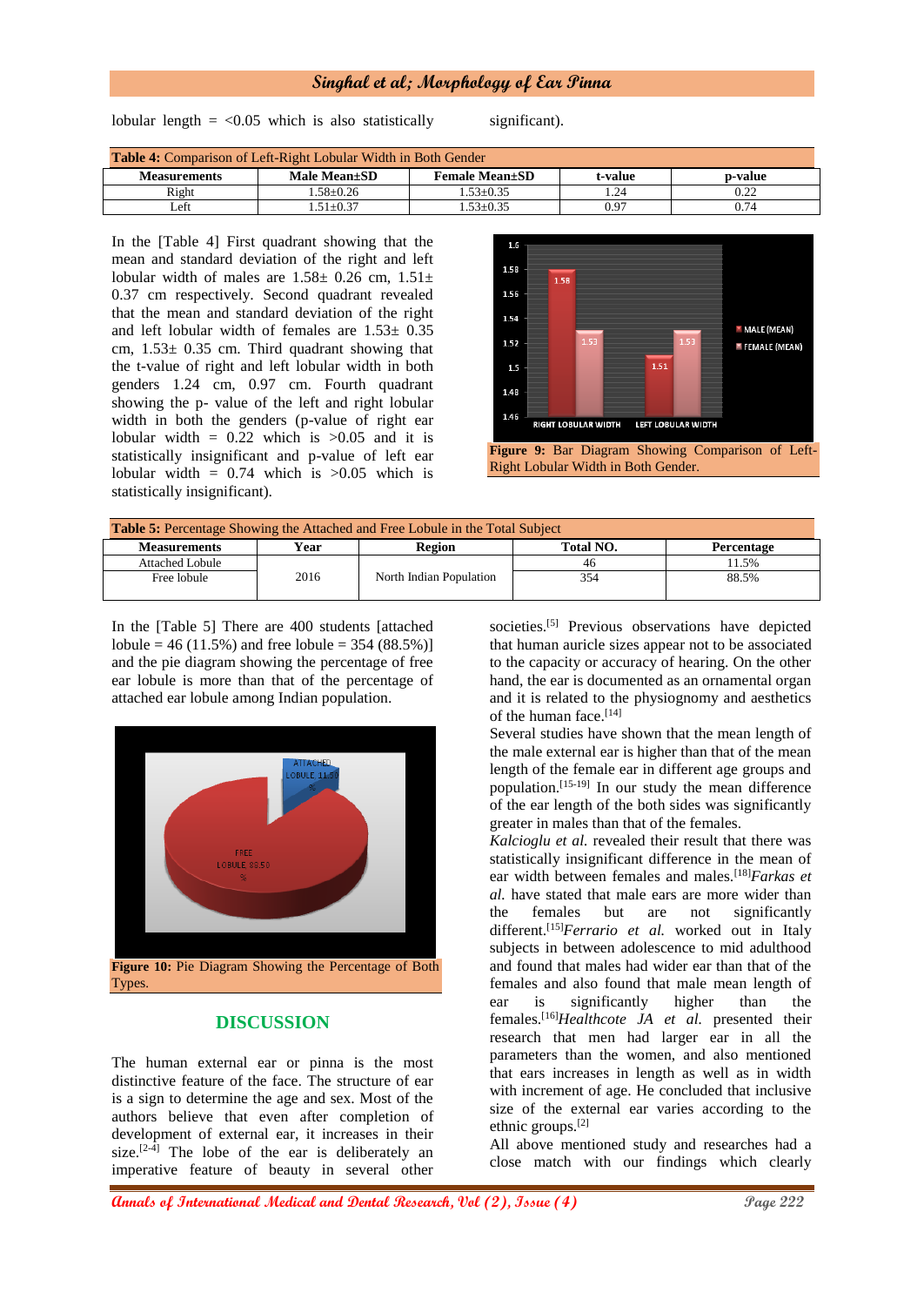lobular length = <0.05 which is also statistically significant).

**Table 4:** Comparison of Left-Right Lobular Width in Both Gender

| Measurements | Male Mean±SD | Female Mean±SD | t-value | p-value |
|---|---|---|---|---|
| Right | 1.58±0.26 | 1.53±0.35 | 1.24 | 0.22 |
| Left | 1.51±0.37 | 1.53±0.35 | 0.97 | 0.74 |

In the [Table 4] First quadrant showing that the mean and standard deviation of the right and left lobular width of males are 1.58± 0.26 cm, 1.51± 0.37 cm respectively. Second quadrant revealed that the mean and standard deviation of the right and left lobular width of females are 1.53± 0.35 cm, 1.53± 0.35 cm. Third quadrant showing that the t-value of right and left lobular width in both genders 1.24 cm, 0.97 cm. Fourth quadrant showing the p- value of the left and right lobular width in both the genders (p-value of right ear lobular width = 0.22 which is >0.05 and it is statistically insignificant and p-value of left ear lobular width = 0.74 which is >0.05 which is statistically insignificant).

**Figure 9:** Bar Diagram Showing Comparison of Left-Right Lobular Width in Both Gender.

**Table 5:** Percentage Showing the Attached and Free Lobule in the Total Subject

| Measurements | Year | Region | Total NO. | Percentage |
|---|---|---|---|---|
| Attached Lobule | 2016 | North Indian Population | 46 | 11.5% |
| Free lobule | | | 354 | 88.5% |

In the [Table 5] There are 400 students [attached lobule = 46 (11.5%) and free lobule = 354 (88.5%)] and the pie diagram showing the percentage of free ear lobule is more than that of the percentage of attached ear lobule among Indian population.

**Figure 10:** Pie Diagram Showing the Percentage of Both Types.

## DISCUSSION

The human external ear or pinna is the most distinctive feature of the face. The structure of ear is a sign to determine the age and sex. Most of the authors believe that even after completion of development of external ear, it increases in their size.[2-4] The lobe of the ear is deliberately an imperative feature of beauty in several other societies.[5] Previous observations have depicted that human auricle sizes appear not to be associated to the capacity or accuracy of hearing. On the other hand, the ear is documented as an ornamental organ and it is related to the physiognomy and aesthetics of the human face.[14]

Several studies have shown that the mean length of the male external ear is higher than that of the mean length of the female ear in different age groups and population.[15-19] In our study the mean difference of the ear length of the both sides was significantly greater in males than that of the females.

*Kalcioglu et al.* revealed their result that there was statistically insignificant difference in the mean of ear width between females and males.[18] *Farkas et al.* have stated that male ears are more wider than the females but are not significantly different.[15] *Ferrario et al.* worked out in Italy subjects in between adolescence to mid adulthood and found that males had wider ear than that of the females and also found that male mean length of ear is significantly higher than the females.[16] *Healthcote JA et al.* presented their research that men had larger ear in all the parameters than the women, and also mentioned that ears increases in length as well as in width with increment of age. He concluded that inclusive size of the external ear varies according to the ethnic groups.[2]

All above mentioned study and researches had a close match with our findings which clearly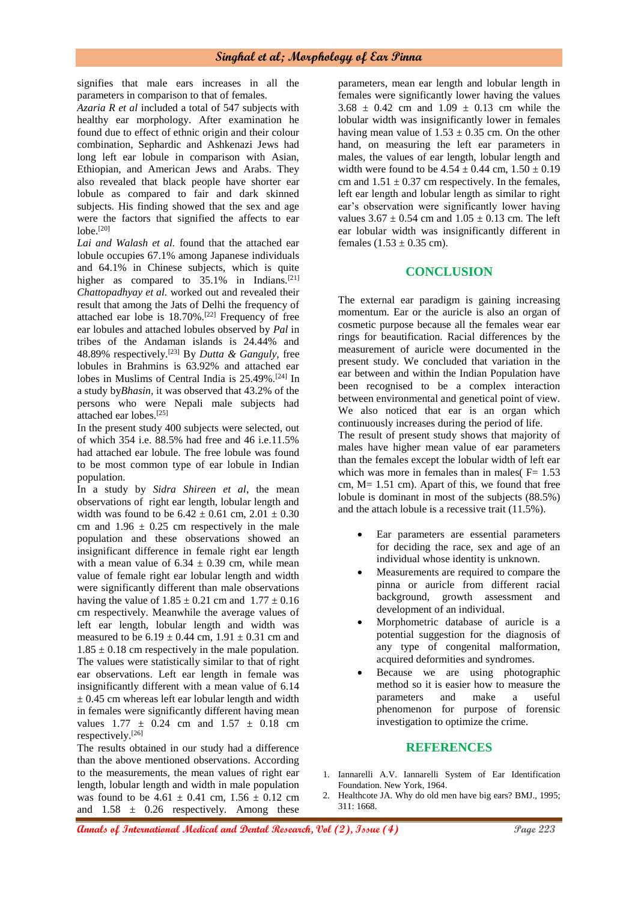signifies that male ears increases in all the parameters in comparison to that of females.

*Azaria R et al* included a total of 547 subjects with healthy ear morphology. After examination he found due to effect of ethnic origin and their colour combination, Sephardic and Ashkenazi Jews had long left ear lobule in comparison with Asian, Ethiopian, and American Jews and Arabs. They also revealed that black people have shorter ear lobule as compared to fair and dark skinned subjects. His finding showed that the sex and age were the factors that signified the affects to ear lobe.[20]

*Lai and Walash et al.* found that the attached ear lobule occupies 67.1% among Japanese individuals and 64.1% in Chinese subjects, which is quite higher as compared to 35.1% in Indians.[21] *Chattopadhyay et al.* worked out and revealed their result that among the Jats of Delhi the frequency of attached ear lobe is 18.70%.[22] Frequency of free ear lobules and attached lobules observed by *Pal* in tribes of the Andaman islands is 24.44% and 48.89% respectively.[23] By *Dutta & Ganguly,* free lobules in Brahmins is 63.92% and attached ear lobes in Muslims of Central India is 25.49%.[24] In a study by*Bhasin*, it was observed that 43.2% of the persons who were Nepali male subjects had attached ear lobes.[25]

In the present study 400 subjects were selected, out of which 354 i.e. 88.5% had free and 46 i.e.11.5% had attached ear lobule. The free lobule was found to be most common type of ear lobule in Indian population.

In a study by *Sidra Shireen et al*, the mean observations of right ear length, lobular length and width was found to be 6.42 ± 0.61 cm, 2.01 ± 0.30 cm and 1.96 ± 0.25 cm respectively in the male population and these observations showed an insignificant difference in female right ear length with a mean value of 6.34 ± 0.39 cm, while mean value of female right ear lobular length and width were significantly different than male observations having the value of 1.85 ± 0.21 cm and 1.77 ± 0.16 cm respectively. Meanwhile the average values of left ear length, lobular length and width was measured to be 6.19 ± 0.44 cm, 1.91 ± 0.31 cm and 1.85 ± 0.18 cm respectively in the male population. The values were statistically similar to that of right ear observations. Left ear length in female was insignificantly different with a mean value of 6.14 ± 0.45 cm whereas left ear lobular length and width in females were significantly different having mean values 1.77 ± 0.24 cm and 1.57 ± 0.18 cm respectively.[26]

The results obtained in our study had a difference than the above mentioned observations. According to the measurements, the mean values of right ear length, lobular length and width in male population was found to be 4.61 ± 0.41 cm, 1.56 ± 0.12 cm and 1.58 ± 0.26 respectively. Among these parameters, mean ear length and lobular length in females were significantly lower having the values 3.68 ± 0.42 cm and 1.09 ± 0.13 cm while the lobular width was insignificantly lower in females having mean value of 1.53 ± 0.35 cm. On the other hand, on measuring the left ear parameters in males, the values of ear length, lobular length and width were found to be 4.54 ± 0.44 cm, 1.50 ± 0.19 cm and 1.51 ± 0.37 cm respectively. In the females, left ear length and lobular length as similar to right ear's observation were significantly lower having values 3.67 ± 0.54 cm and 1.05 ± 0.13 cm. The left ear lobular width was insignificantly different in females (1.53 ± 0.35 cm).

## CONCLUSION

The external ear paradigm is gaining increasing momentum. Ear or the auricle is also an organ of cosmetic purpose because all the females wear ear rings for beautification. Racial differences by the measurement of auricle were documented in the present study. We concluded that variation in the ear between and within the Indian Population have been recognised to be a complex interaction between environmental and genetical point of view. We also noticed that ear is an organ which continuously increases during the period of life.

The result of present study shows that majority of males have higher mean value of ear parameters than the females except the lobular width of left ear which was more in females than in males( F= 1.53 cm, M= 1.51 cm). Apart of this, we found that free lobule is dominant in most of the subjects (88.5%) and the attach lobule is a recessive trait (11.5%).

- Ear parameters are essential parameters for deciding the race, sex and age of an individual whose identity is unknown.
- Measurements are required to compare the pinna or auricle from different racial background, growth assessment and development of an individual.
- Morphometric database of auricle is a potential suggestion for the diagnosis of any type of congenital malformation, acquired deformities and syndromes.
- Because we are using photographic method so it is easier how to measure the parameters and make a useful phenomenon for purpose of forensic investigation to optimize the crime.

## REFERENCES

1. Iannarelli A.V. Iannarelli System of Ear Identification Foundation. New York, 1964.
2. Healthcote JA. Why do old men have big ears? BMJ., 1995; 311: 1668.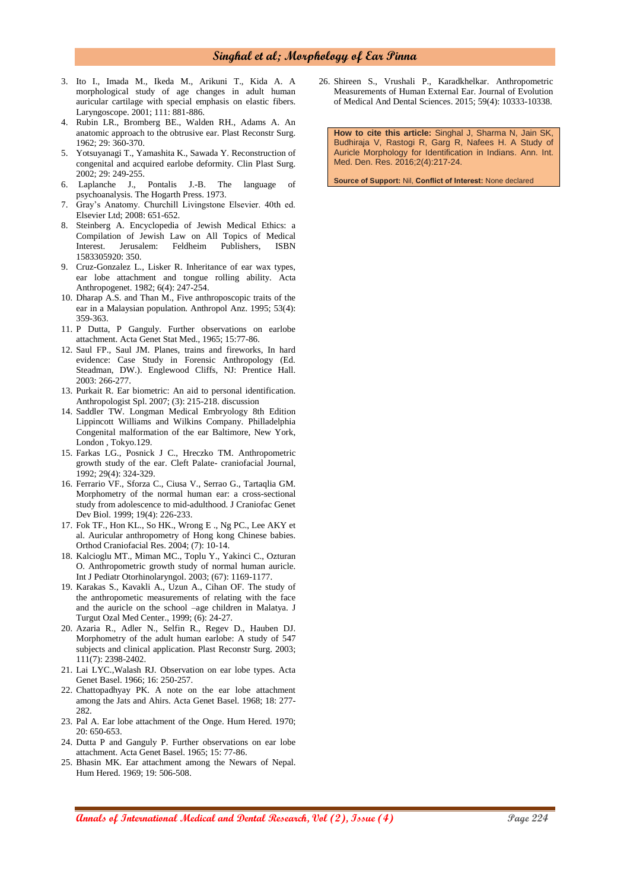3. Ito I., Imada M., Ikeda M., Arikuni T., Kida A. A morphological study of age changes in adult human auricular cartilage with special emphasis on elastic fibers. Laryngoscope. 2001; 111: 881-886.
4. Rubin LR., Bromberg BE., Walden RH., Adams A. An anatomic approach to the obtrusive ear. Plast Reconstr Surg. 1962; 29: 360-370.
5. Yotsuyanagi T., Yamashita K., Sawada Y. Reconstruction of congenital and acquired earlobe deformity. Clin Plast Surg. 2002; 29: 249-255.
6. Laplanche J., Pontalis J.-B. The language of psychoanalysis. The Hogarth Press. 1973.
7. Gray's Anatomy. Churchill Livingstone Elsevier. 40th ed. Elsevier Ltd; 2008: 651-652.
8. Steinberg A. Encyclopedia of Jewish Medical Ethics: a Compilation of Jewish Law on All Topics of Medical Interest. Jerusalem: Feldheim Publishers, ISBN 1583305920: 350.
9. Cruz-Gonzalez L., Lisker R. Inheritance of ear wax types, ear lobe attachment and tongue rolling ability. Acta Anthropogenet. 1982; 6(4): 247-254.
10. Dharap A.S. and Than M., Five anthroposcopic traits of the ear in a Malaysian population. Anthropol Anz. 1995; 53(4): 359-363.
11. P Dutta, P Ganguly. Further observations on earlobe attachment. Acta Genet Stat Med., 1965; 15:77-86.
12. Saul FP., Saul JM. Planes, trains and fireworks, In hard evidence: Case Study in Forensic Anthropology (Ed. Steadman, DW.). Englewood Cliffs, NJ: Prentice Hall. 2003: 266-277.
13. Purkait R. Ear biometric: An aid to personal identification. Anthropologist Spl. 2007; (3): 215-218. discussion
14. Saddler TW. Longman Medical Embryology 8th Edition Lippincott Williams and Wilkins Company. Philladelphia Congenital malformation of the ear Baltimore, New York, London , Tokyo.129.
15. Farkas LG., Posnick J C., Hreczko TM. Anthropometric growth study of the ear. Cleft Palate- craniofacial Journal, 1992; 29(4): 324-329.
16. Ferrario VF., Sforza C., Ciusa V., Serrao G., Tartaqlia GM. Morphometry of the normal human ear: a cross-sectional study from adolescence to mid-adulthood. J Craniofac Genet Dev Biol. 1999; 19(4): 226-233.
17. Fok TF., Hon KL., So HK., Wrong E ., Ng PC., Lee AKY et al. Auricular anthropometry of Hong kong Chinese babies. Orthod Craniofacial Res. 2004; (7): 10-14.
18. Kalcioglu MT., Miman MC., Toplu Y., Yakinci C., Ozturan O. Anthropometric growth study of normal human auricle. Int J Pediatr Otorhinolaryngol. 2003; (67): 1169-1177.
19. Karakas S., Kavakli A., Uzun A., Cihan OF. The study of the anthropometic measurements of relating with the face and the auricle on the school –age children in Malatya. J Turgut Ozal Med Center., 1999; (6): 24-27.
20. Azaria R., Adler N., Selfin R., Regev D., Hauben DJ. Morphometry of the adult human earlobe: A study of 547 subjects and clinical application. Plast Reconstr Surg. 2003; 111(7): 2398-2402.
21. Lai LYC.,Walash RJ. Observation on ear lobe types. Acta Genet Basel. 1966; 16: 250-257.
22. Chattopadhyay PK. A note on the ear lobe attachment among the Jats and Ahirs. Acta Genet Basel. 1968; 18: 277-282.
23. Pal A. Ear lobe attachment of the Onge. Hum Hered. 1970; 20: 650-653.
24. Dutta P and Ganguly P. Further observations on ear lobe attachment. Acta Genet Basel. 1965; 15: 77-86.
25. Bhasin MK. Ear attachment among the Newars of Nepal. Hum Hered. 1969; 19: 506-508.
26. Shireen S., Vrushali P., Karadkhelkar. Anthropometric Measurements of Human External Ear. Journal of Evolution of Medical And Dental Sciences. 2015; 59(4): 10333-10338.

**How to cite this article:** Singhal J, Sharma N, Jain SK, Budhiraja V, Rastogi R, Garg R, Nafees H. A Study of Auricle Morphology for Identification in Indians. Ann. Int. Med. Den. Res. 2016;2(4):217-24.

**Source of Support:** Nil, **Conflict of Interest:** None declared